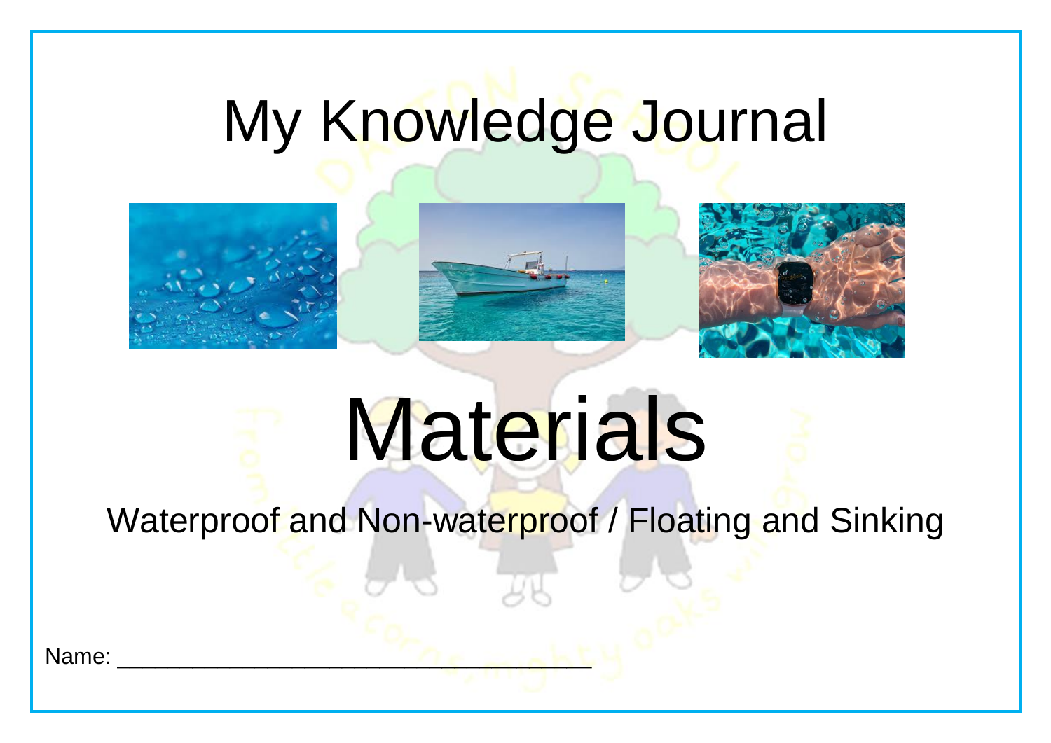# My Knowledge Journal

# Materials

Waterproof and Non-waterproof / Floating and Sinking

Name: ____________________________________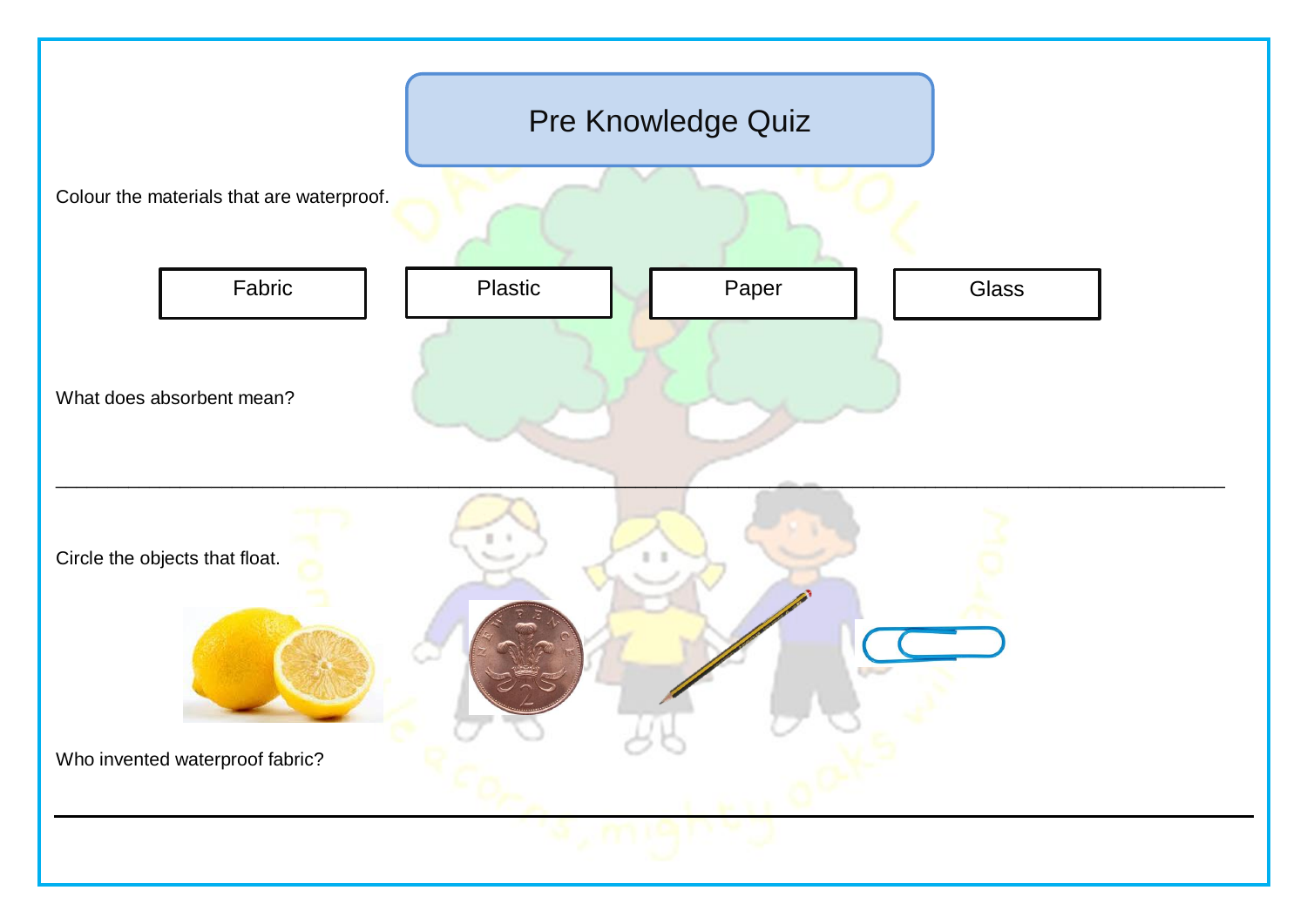# Pre Knowledge Quiz

Colour the materials that are waterproof.

| Fabric | Plastic | Paper | Glass |
|---|---|---|---|

What does absorbent mean?

\_\_\_\_\_\_\_\_\_\_\_\_\_\_\_\_\_\_\_\_\_\_\_\_\_\_\_\_\_\_\_\_\_\_\_\_\_\_\_\_\_\_\_\_\_\_\_\_\_\_\_\_\_\_\_\_\_\_\_\_\_\_\_\_\_\_\_\_\_\_\_\_\_\_\_\_\_\_

Circle the objects that float.

Who invented waterproof fabric?

\_\_\_\_\_\_\_\_\_\_\_\_\_\_\_\_\_\_\_\_\_\_\_\_\_\_\_\_\_\_\_\_\_\_\_\_\_\_\_\_\_\_\_\_\_\_\_\_\_\_\_\_\_\_\_\_\_\_\_\_\_\_\_\_\_\_\_\_\_\_\_\_\_\_\_\_\_\_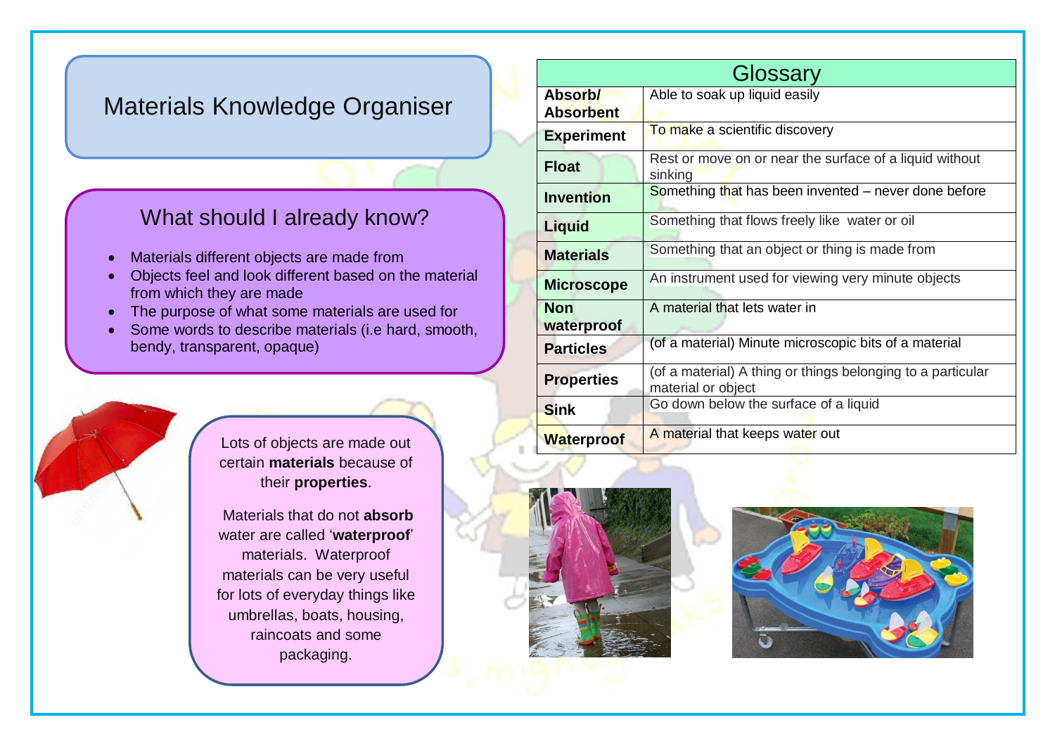# Materials Knowledge Organiser

## What should I already know?

- Materials different objects are made from
- Objects feel and look different based on the material from which they are made
- The purpose of what some materials are used for
- Some words to describe materials (i.e hard, smooth, bendy, transparent, opaque)

Lots of objects are made out certain **materials** because of their **properties**.

Materials that do not **absorb** water are called '**waterproof**' materials. Waterproof materials can be very useful for lots of everyday things like umbrellas, boats, housing, raincoats and some packaging.

| Glossary | |
|---|---|
| **Absorb/ Absorbent** | Able to soak up liquid easily |
| **Experiment** | To make a scientific discovery |
| **Float** | Rest or move on or near the surface of a liquid without sinking |
| **Invention** | Something that has been invented – never done before |
| **Liquid** | Something that flows freely like water or oil |
| **Materials** | Something that an object or thing is made from |
| **Microscope** | An instrument used for viewing very minute objects |
| **Non waterproof** | A material that lets water in |
| **Particles** | (of a material) Minute microscopic bits of a material |
| **Properties** | (of a material) A thing or things belonging to a particular material or object |
| **Sink** | Go down below the surface of a liquid |
| **Waterproof** | A material that keeps water out |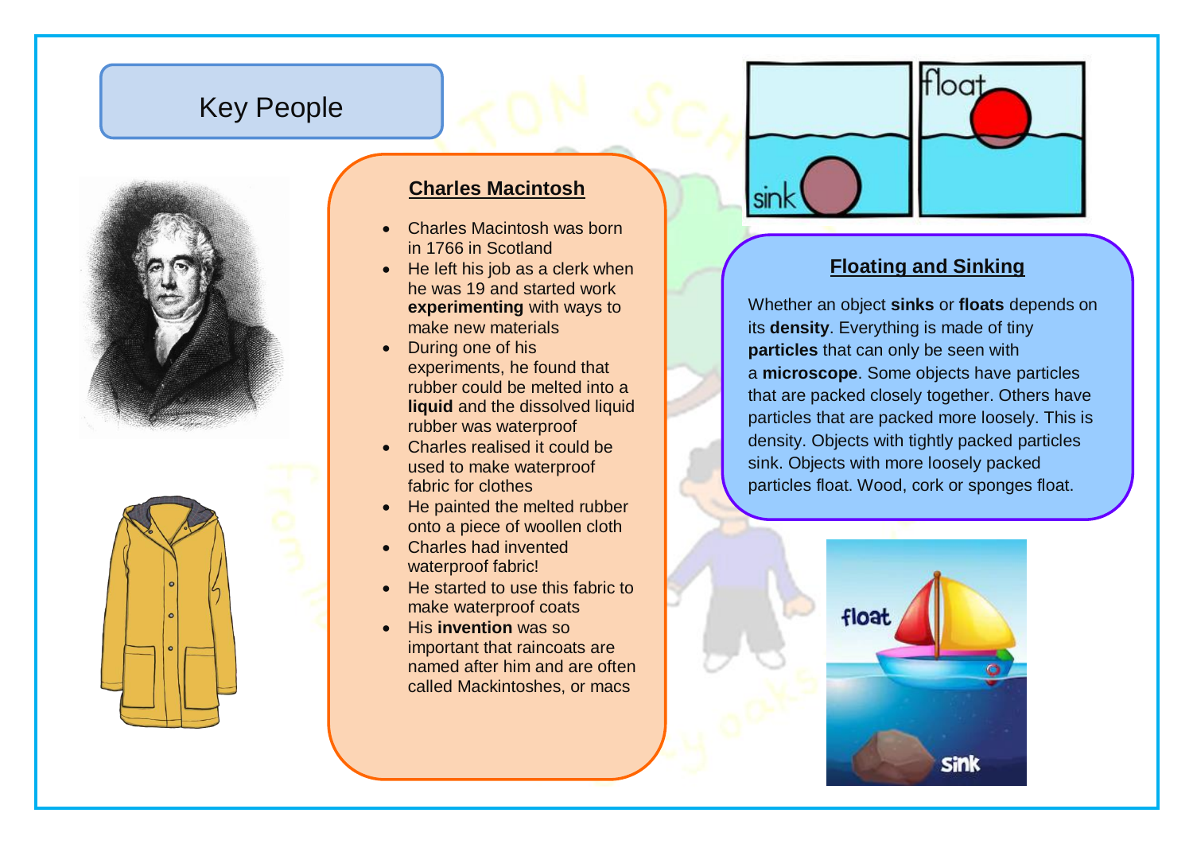# Key People

## Charles Macintosh

- Charles Macintosh was born in 1766 in Scotland
- He left his job as a clerk when he was 19 and started work **experimenting** with ways to make new materials
- During one of his experiments, he found that rubber could be melted into a **liquid** and the dissolved liquid rubber was waterproof
- Charles realised it could be used to make waterproof fabric for clothes
- He painted the melted rubber onto a piece of woollen cloth
- Charles had invented waterproof fabric!
- He started to use this fabric to make waterproof coats
- His **invention** was so important that raincoats are named after him and are often called Mackintoshes, or macs

## Floating and Sinking

Whether an object **sinks** or **floats** depends on its **density**. Everything is made of tiny **particles** that can only be seen with a **microscope**. Some objects have particles that are packed closely together. Others have particles that are packed more loosely. This is density. Objects with tightly packed particles sink. Objects with more loosely packed particles float. Wood, cork or sponges float.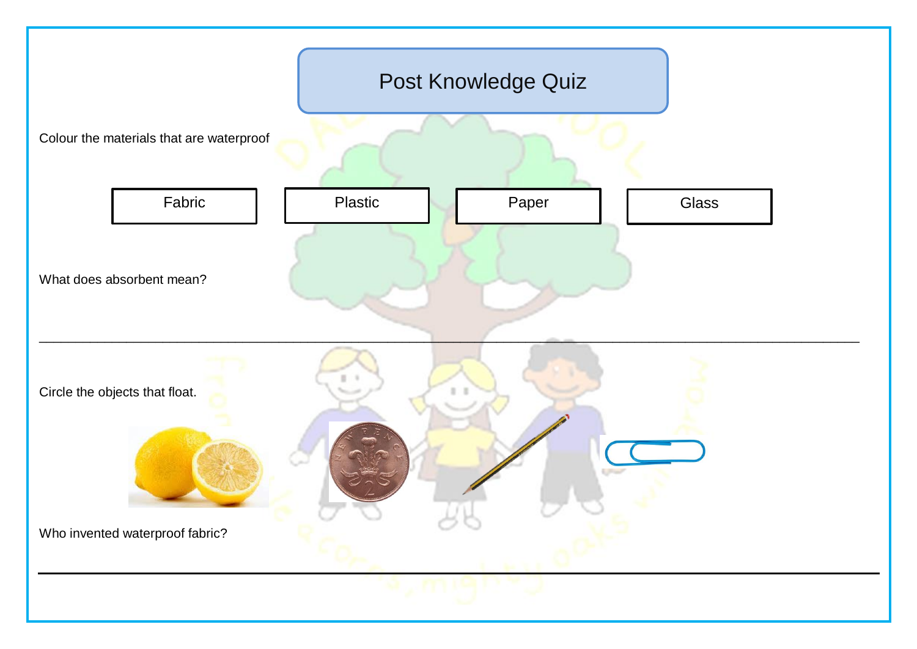# Post Knowledge Quiz

Colour the materials that are waterproof

| | | | |
|---|---|---|---|
| Fabric | Plastic | Paper | Glass |

What does absorbent mean?

___________________________________________________________________________

Circle the objects that float.

Who invented waterproof fabric?

___________________________________________________________________________